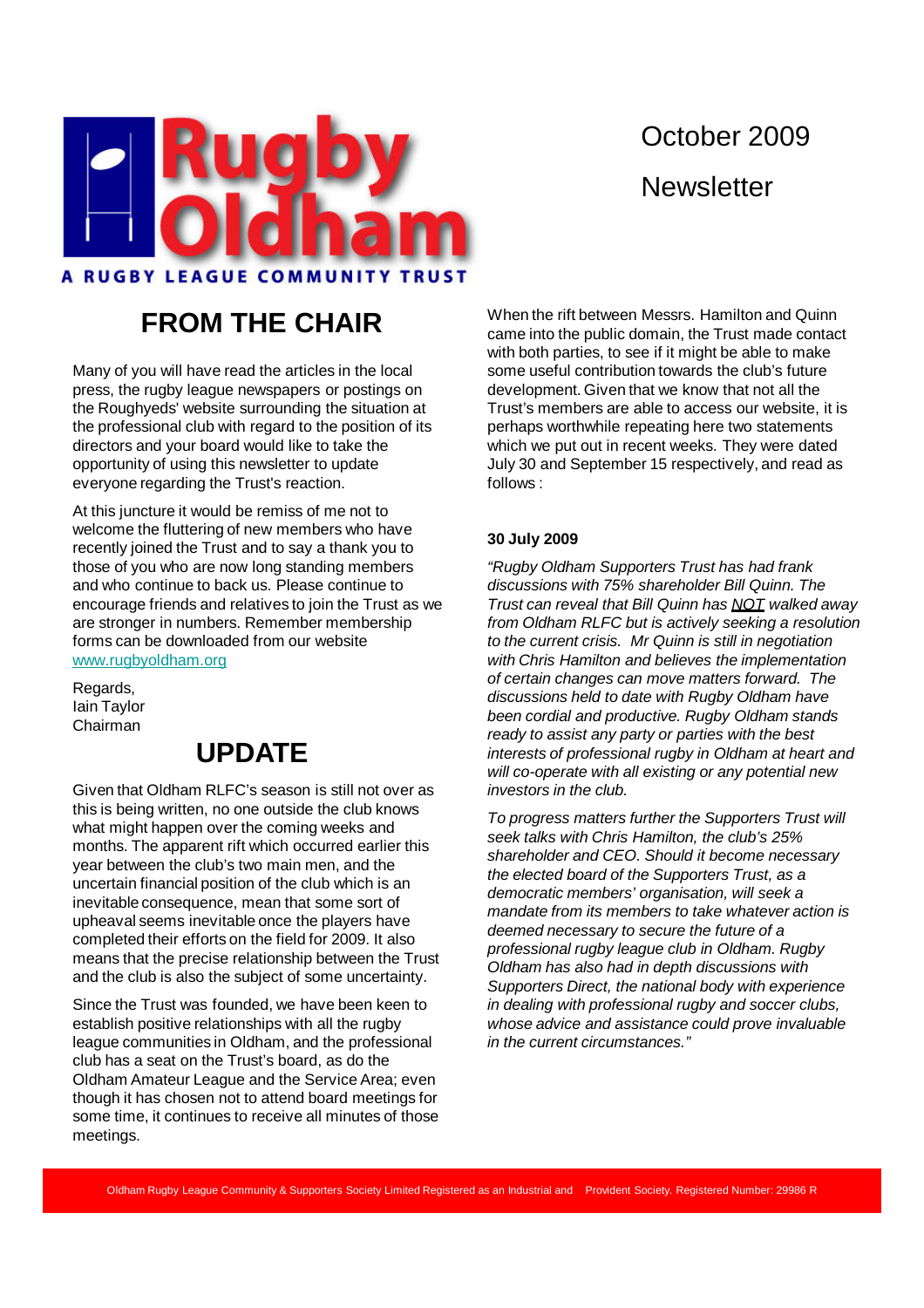# Rugby Oldham

A RUGBY LEAGUE COMMUNITY TRUST

October 2009

Newsletter

## FROM THE CHAIR

Many of you will have read the articles in the local press, the rugby league newspapers or postings on the Roughyeds' website surrounding the situation at the professional club with regard to the position of its directors and your board would like to take the opportunity of using this newsletter to update everyone regarding the Trust's reaction.

At this juncture it would be remiss of me not to welcome the fluttering of new members who have recently joined the Trust and to say a thank you to those of you who are now long standing members and who continue to back us. Please continue to encourage friends and relatives to join the Trust as we are stronger in numbers. Remember membership forms can be downloaded from our website www.rugbyoldham.org

Regards,
Iain Taylor
Chairman

## UPDATE

Given that Oldham RLFC's season is still not over as this is being written, no one outside the club knows what might happen over the coming weeks and months. The apparent rift which occurred earlier this year between the club's two main men, and the uncertain financial position of the club which is an inevitable consequence, mean that some sort of upheaval seems inevitable once the players have completed their efforts on the field for 2009. It also means that the precise relationship between the Trust and the club is also the subject of some uncertainty.

Since the Trust was founded, we have been keen to establish positive relationships with all the rugby league communities in Oldham, and the professional club has a seat on the Trust's board, as do the Oldham Amateur League and the Service Area; even though it has chosen not to attend board meetings for some time, it continues to receive all minutes of those meetings.

When the rift between Messrs. Hamilton and Quinn came into the public domain, the Trust made contact with both parties, to see if it might be able to make some useful contribution towards the club's future development. Given that we know that not all the Trust's members are able to access our website, it is perhaps worthwhile repeating here two statements which we put out in recent weeks. They were dated July 30 and September 15 respectively, and read as follows :

**30 July 2009**

*"Rugby Oldham Supporters Trust has had frank discussions with 75% shareholder Bill Quinn. The Trust can reveal that Bill Quinn has NOT walked away from Oldham RLFC but is actively seeking a resolution to the current crisis. Mr Quinn is still in negotiation with Chris Hamilton and believes the implementation of certain changes can move matters forward. The discussions held to date with Rugby Oldham have been cordial and productive. Rugby Oldham stands ready to assist any party or parties with the best interests of professional rugby in Oldham at heart and will co-operate with all existing or any potential new investors in the club.*

*To progress matters further the Supporters Trust will seek talks with Chris Hamilton, the club's 25% shareholder and CEO. Should it become necessary the elected board of the Supporters Trust, as a democratic members' organisation, will seek a mandate from its members to take whatever action is deemed necessary to secure the future of a professional rugby league club in Oldham. Rugby Oldham has also had in depth discussions with Supporters Direct, the national body with experience in dealing with professional rugby and soccer clubs, whose advice and assistance could prove invaluable in the current circumstances."*

Oldham Rugby League Community & Supporters Society Limited Registered as an Industrial and Provident Society. Registered Number: 29986 R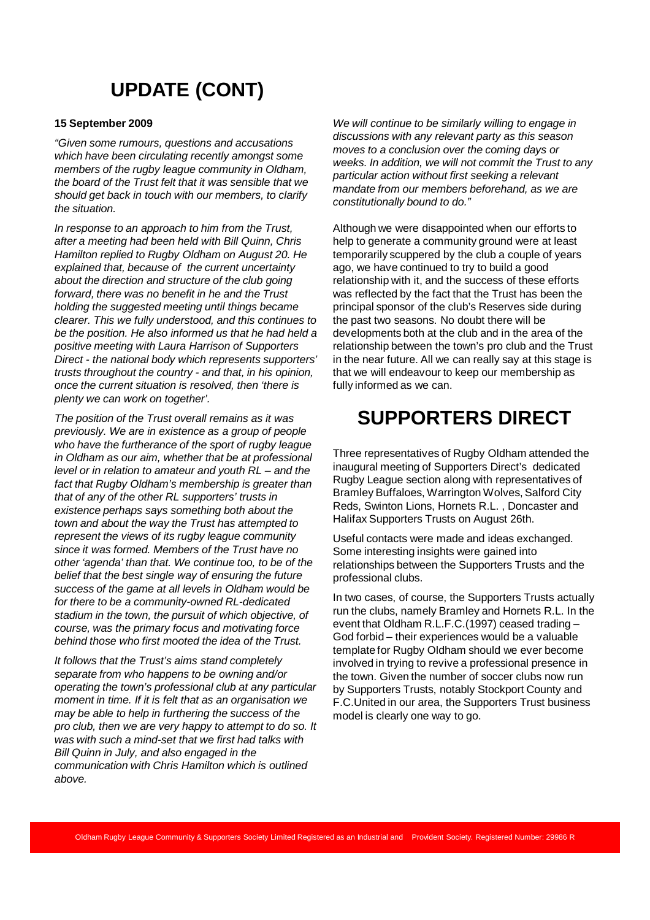# UPDATE (CONT)

**15 September 2009**

*"Given some rumours, questions and accusations which have been circulating recently amongst some members of the rugby league community in Oldham, the board of the Trust felt that it was sensible that we should get back in touch with our members, to clarify the situation.*

*In response to an approach to him from the Trust, after a meeting had been held with Bill Quinn, Chris Hamilton replied to Rugby Oldham on August 20. He explained that, because of the current uncertainty about the direction and structure of the club going forward, there was no benefit in he and the Trust holding the suggested meeting until things became clearer. This we fully understood, and this continues to be the position. He also informed us that he had held a positive meeting with Laura Harrison of Supporters Direct - the national body which represents supporters' trusts throughout the country - and that, in his opinion, once the current situation is resolved, then 'there is plenty we can work on together'.*

*The position of the Trust overall remains as it was previously. We are in existence as a group of people who have the furtherance of the sport of rugby league in Oldham as our aim, whether that be at professional level or in relation to amateur and youth RL – and the fact that Rugby Oldham's membership is greater than that of any of the other RL supporters' trusts in existence perhaps says something both about the town and about the way the Trust has attempted to represent the views of its rugby league community since it was formed. Members of the Trust have no other 'agenda' than that. We continue too, to be of the belief that the best single way of ensuring the future success of the game at all levels in Oldham would be for there to be a community-owned RL-dedicated stadium in the town, the pursuit of which objective, of course, was the primary focus and motivating force behind those who first mooted the idea of the Trust.*

*It follows that the Trust's aims stand completely separate from who happens to be owning and/or operating the town's professional club at any particular moment in time. If it is felt that as an organisation we may be able to help in furthering the success of the pro club, then we are very happy to attempt to do so. It was with such a mind-set that we first had talks with Bill Quinn in July, and also engaged in the communication with Chris Hamilton which is outlined above.*

*We will continue to be similarly willing to engage in discussions with any relevant party as this season moves to a conclusion over the coming days or weeks. In addition, we will not commit the Trust to any particular action without first seeking a relevant mandate from our members beforehand, as we are constitutionally bound to do."*

Although we were disappointed when our efforts to help to generate a community ground were at least temporarily scuppered by the club a couple of years ago, we have continued to try to build a good relationship with it, and the success of these efforts was reflected by the fact that the Trust has been the principal sponsor of the club's Reserves side during the past two seasons. No doubt there will be developments both at the club and in the area of the relationship between the town's pro club and the Trust in the near future. All we can really say at this stage is that we will endeavour to keep our membership as fully informed as we can.

# SUPPORTERS DIRECT

Three representatives of Rugby Oldham attended the inaugural meeting of Supporters Direct's dedicated Rugby League section along with representatives of Bramley Buffaloes, Warrington Wolves, Salford City Reds, Swinton Lions, Hornets R.L. , Doncaster and Halifax Supporters Trusts on August 26th.

Useful contacts were made and ideas exchanged. Some interesting insights were gained into relationships between the Supporters Trusts and the professional clubs.

In two cases, of course, the Supporters Trusts actually run the clubs, namely Bramley and Hornets R.L. In the event that Oldham R.L.F.C.(1997) ceased trading – God forbid – their experiences would be a valuable template for Rugby Oldham should we ever become involved in trying to revive a professional presence in the town. Given the number of soccer clubs now run by Supporters Trusts, notably Stockport County and F.C.United in our area, the Supporters Trust business model is clearly one way to go.

Oldham Rugby League Community & Supporters Society Limited Registered as an Industrial and Provident Society. Registered Number: 29986 R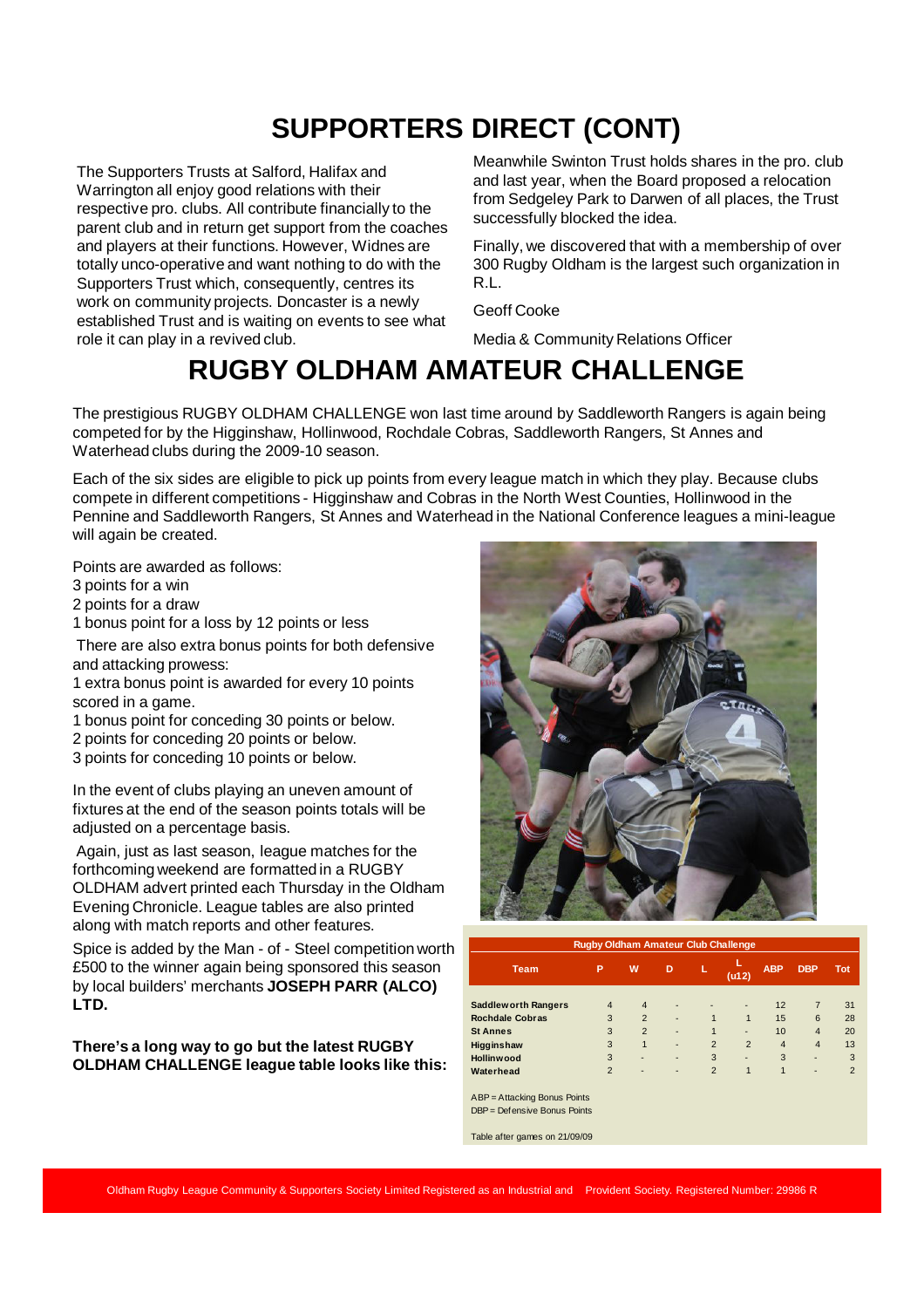# SUPPORTERS DIRECT (CONT)

The Supporters Trusts at Salford, Halifax and Warrington all enjoy good relations with their respective pro. clubs. All contribute financially to the parent club and in return get support from the coaches and players at their functions. However, Widnes are totally unco-operative and want nothing to do with the Supporters Trust which, consequently, centres its work on community projects. Doncaster is a newly established Trust and is waiting on events to see what role it can play in a revived club.

Meanwhile Swinton Trust holds shares in the pro. club and last year, when the Board proposed a relocation from Sedgeley Park to Darwen of all places, the Trust successfully blocked the idea.

Finally, we discovered that with a membership of over 300 Rugby Oldham is the largest such organization in R.L.

Geoff Cooke

Media & Community Relations Officer

# RUGBY OLDHAM AMATEUR CHALLENGE

The prestigious RUGBY OLDHAM CHALLENGE won last time around by Saddleworth Rangers is again being competed for by the Higginshaw, Hollinwood, Rochdale Cobras, Saddleworth Rangers, St Annes and Waterhead clubs during the 2009-10 season.

Each of the six sides are eligible to pick up points from every league match in which they play. Because clubs compete in different competitions - Higginshaw and Cobras in the North West Counties, Hollinwood in the Pennine and Saddleworth Rangers, St Annes and Waterhead in the National Conference leagues a mini-league will again be created.

Points are awarded as follows:

3 points for a win

2 points for a draw

1 bonus point for a loss by 12 points or less

There are also extra bonus points for both defensive and attacking prowess:

1 extra bonus point is awarded for every 10 points scored in a game.

1 bonus point for conceding 30 points or below.

2 points for conceding 20 points or below.

3 points for conceding 10 points or below.

In the event of clubs playing an uneven amount of fixtures at the end of the season points totals will be adjusted on a percentage basis.

Again, just as last season, league matches for the forthcoming weekend are formatted in a RUGBY OLDHAM advert printed each Thursday in the Oldham Evening Chronicle. League tables are also printed along with match reports and other features.

Spice is added by the Man - of - Steel competition worth £500 to the winner again being sponsored this season by local builders' merchants **JOSEPH PARR (ALCO) LTD.**

**There's a long way to go but the latest RUGBY OLDHAM CHALLENGE league table looks like this:**

**Rugby Oldham Amateur Club Challenge**

| Team | P | W | D | L | L (u12) | ABP | DBP | Tot |
|---|---|---|---|---|---|---|---|---|
| Saddleworth Rangers | 4 | 4 | - | - | - | 12 | 7 | 31 |
| Rochdale Cobras | 3 | 2 | - | 1 | 1 | 15 | 6 | 28 |
| St Annes | 3 | 2 | - | 1 | - | 10 | 4 | 20 |
| Higginshaw | 3 | 1 | - | 2 | 2 | 4 | 4 | 13 |
| Hollinwood | 3 | - | - | 3 | - | 3 | - | 3 |
| Waterhead | 2 | - | - | 2 | 1 | 1 | - | 2 |

ABP = Attacking Bonus Points

DBP = Defensive Bonus Points

Table after games on 21/09/09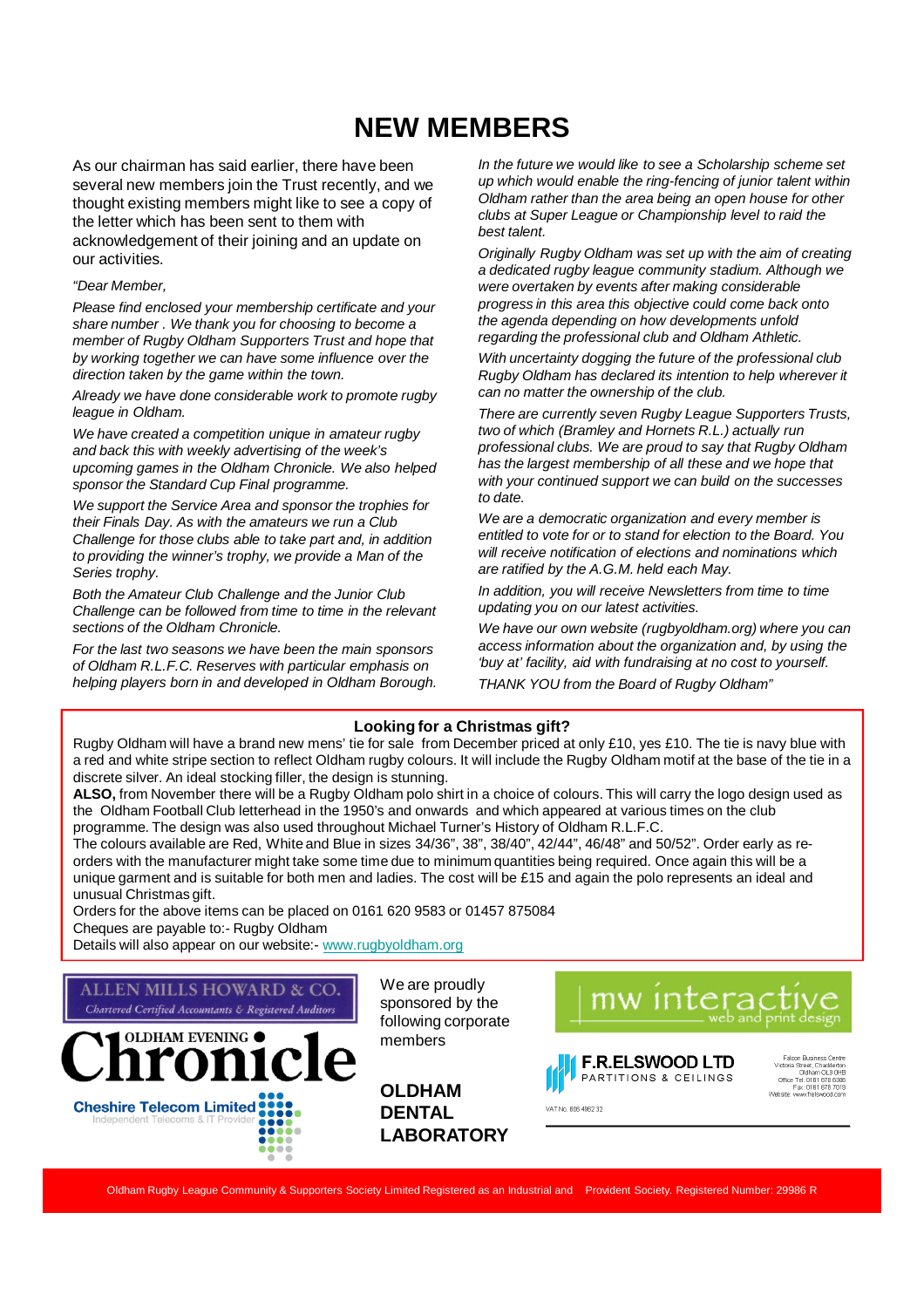# NEW MEMBERS

As our chairman has said earlier, there have been several new members join the Trust recently, and we thought existing members might like to see a copy of the letter which has been sent to them with acknowledgement of their joining and an update on our activities.

*"Dear Member,*

*Please find enclosed your membership certificate and your share number . We thank you for choosing to become a member of Rugby Oldham Supporters Trust and hope that by working together we can have some influence over the direction taken by the game within the town.*

*Already we have done considerable work to promote rugby league in Oldham.*

*We have created a competition unique in amateur rugby and back this with weekly advertising of the week's upcoming games in the Oldham Chronicle. We also helped sponsor the Standard Cup Final programme.*

*We support the Service Area and sponsor the trophies for their Finals Day. As with the amateurs we run a Club Challenge for those clubs able to take part and, in addition to providing the winner's trophy, we provide a Man of the Series trophy.*

*Both the Amateur Club Challenge and the Junior Club Challenge can be followed from time to time in the relevant sections of the Oldham Chronicle.*

*For the last two seasons we have been the main sponsors of Oldham R.L.F.C. Reserves with particular emphasis on helping players born in and developed in Oldham Borough.*

*In the future we would like to see a Scholarship scheme set up which would enable the ring-fencing of junior talent within Oldham rather than the area being an open house for other clubs at Super League or Championship level to raid the best talent.*

*Originally Rugby Oldham was set up with the aim of creating a dedicated rugby league community stadium. Although we were overtaken by events after making considerable progress in this area this objective could come back onto the agenda depending on how developments unfold regarding the professional club and Oldham Athletic.*

*With uncertainty dogging the future of the professional club Rugby Oldham has declared its intention to help wherever it can no matter the ownership of the club.*

*There are currently seven Rugby League Supporters Trusts, two of which (Bramley and Hornets R.L.) actually run professional clubs. We are proud to say that Rugby Oldham has the largest membership of all these and we hope that with your continued support we can build on the successes to date.*

*We are a democratic organization and every member is entitled to vote for or to stand for election to the Board. You will receive notification of elections and nominations which are ratified by the A.G.M. held each May.*

*In addition, you will receive Newsletters from time to time updating you on our latest activities.*

*We have our own website (rugbyoldham.org) where you can access information about the organization and, by using the 'buy at' facility, aid with fundraising at no cost to yourself.*

*THANK YOU from the Board of Rugby Oldham"*

## Looking for a Christmas gift?

Rugby Oldham will have a brand new mens' tie for sale from December priced at only £10, yes £10. The tie is navy blue with a red and white stripe section to reflect Oldham rugby colours. It will include the Rugby Oldham motif at the base of the tie in a discrete silver. An ideal stocking filler, the design is stunning.

**ALSO,** from November there will be a Rugby Oldham polo shirt in a choice of colours. This will carry the logo design used as the Oldham Football Club letterhead in the 1950's and onwards and which appeared at various times on the club programme. The design was also used throughout Michael Turner's History of Oldham R.L.F.C.

The colours available are Red, White and Blue in sizes 34/36", 38", 38/40", 42/44", 46/48" and 50/52". Order early as re-orders with the manufacturer might take some time due to minimum quantities being required. Once again this will be a unique garment and is suitable for both men and ladies. The cost will be £15 and again the polo represents an ideal and unusual Christmas gift.

Orders for the above items can be placed on 0161 620 9583 or 01457 875084

Cheques are payable to:- Rugby Oldham

Details will also appear on our website:- www.rugbyoldham.org

ALLEN MILLS HOWARD & CO.
Chartered Certified Accountants & Registered Auditors

OLDHAM EVENING Chronicle

Cheshire Telecom Limited
Independent Telecoms & IT Provider

We are proudly sponsored by the following corporate members

**OLDHAM DENTAL LABORATORY**

mw interactive
web and print design

F.R.ELSWOOD LTD
PARTITIONS & CEILINGS

Falcon Business Centre
Victoria Street, Chadderton
Oldham OL9 0HB
Office Tel: 0161 678 6366
Fax: 0161 678 7019
Website: www.frelswood.com

VAT No: 606 4962 32

Oldham Rugby League Community & Supporters Society Limited Registered as an Industrial and Provident Society. Registered Number: 29986 R